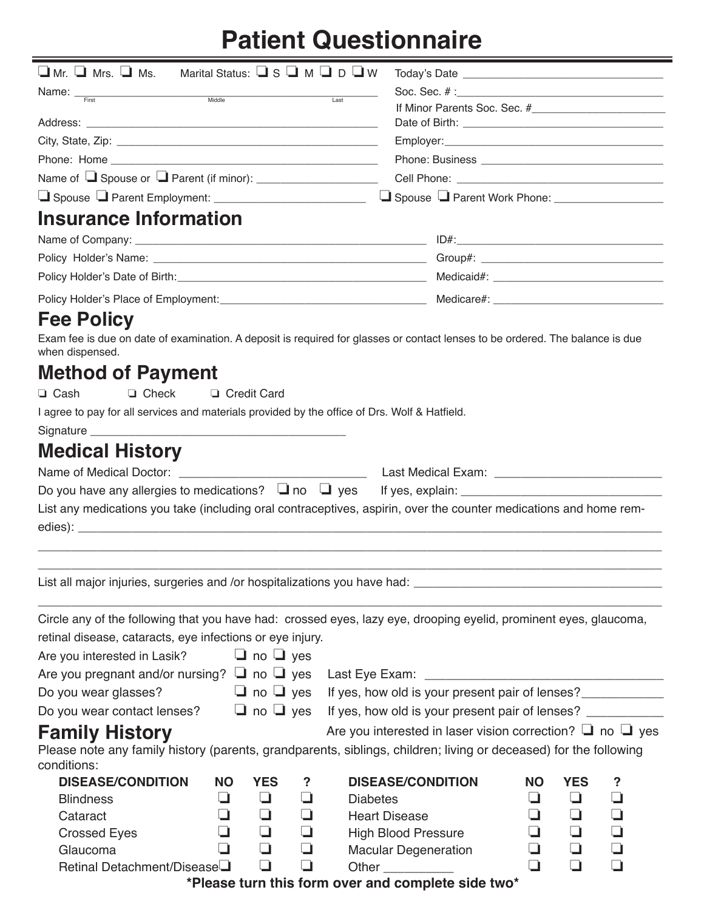# Patient Questionnaire

❑ Mr. ❑ Mrs. ❑ Ms. Marital Status: ❑ S ❑ M ❑ D ❑ W

Today's Date ____________________

Name: ____________________
First Middle Last

Soc. Sec. # :____________________

If Minor Parents Soc. Sec. #____________________

Address: ____________________

Date of Birth: ____________________

City, State, Zip: ____________________

Employer:____________________

Phone: Home ____________________

Phone: Business ____________________

Name of ❑ Spouse or ❑ Parent (if minor): ____________________

Cell Phone: ____________________

❑ Spouse ❑ Parent Employment: ____________________

❑ Spouse ❑ Parent Work Phone: ____________________

## Insurance Information

Name of Company: ____________________

ID#:____________________

Policy Holder's Name: ____________________

Group#: ____________________

Policy Holder's Date of Birth:____________________

Medicaid#: ____________________

Policy Holder's Place of Employment:____________________

Medicare#: ____________________

## Fee Policy

Exam fee is due on date of examination. A deposit is required for glasses or contact lenses to be ordered. The balance is due when dispensed.

## Method of Payment

❑ Cash ❑ Check ❑ Credit Card

I agree to pay for all services and materials provided by the office of Drs. Wolf & Hatfield.

Signature ____________________

## Medical History

Name of Medical Doctor: ____________________ Last Medical Exam: ____________________

Do you have any allergies to medications? ❑ no ❑ yes If yes, explain: ____________________

List any medications you take (including oral contraceptives, aspirin, over the counter medications and home remedies): ____________________

____________________

____________________

List all major injuries, surgeries and /or hospitalizations you have had: ____________________

____________________

Circle any of the following that you have had: crossed eyes, lazy eye, drooping eyelid, prominent eyes, glaucoma, retinal disease, cataracts, eye infections or eye injury.

Are you interested in Lasik? ❑ no ❑ yes

Are you pregnant and/or nursing? ❑ no ❑ yes Last Eye Exam: ____________________

Do you wear glasses? ❑ no ❑ yes If yes, how old is your present pair of lenses?____________

Do you wear contact lenses? ❑ no ❑ yes If yes, how old is your present pair of lenses? ____________

Are you interested in laser vision correction? ❑ no ❑ yes

## Family History

Please note any family history (parents, grandparents, siblings, children; living or deceased) for the following conditions:

| DISEASE/CONDITION | NO | YES | ? | DISEASE/CONDITION | NO | YES | ? |
|---|---|---|---|---|---|---|---|
| Blindness | ❑ | ❑ | ❑ | Diabetes | ❑ | ❑ | ❑ |
| Cataract | ❑ | ❑ | ❑ | Heart Disease | ❑ | ❑ | ❑ |
| Crossed Eyes | ❑ | ❑ | ❑ | High Blood Pressure | ❑ | ❑ | ❑ |
| Glaucoma | ❑ | ❑ | ❑ | Macular Degeneration | ❑ | ❑ | ❑ |
| Retinal Detachment/Disease | ❑ | ❑ | ❑ | Other __________ | ❑ | ❑ | ❑ |

**\*Please turn this form over and complete side two\***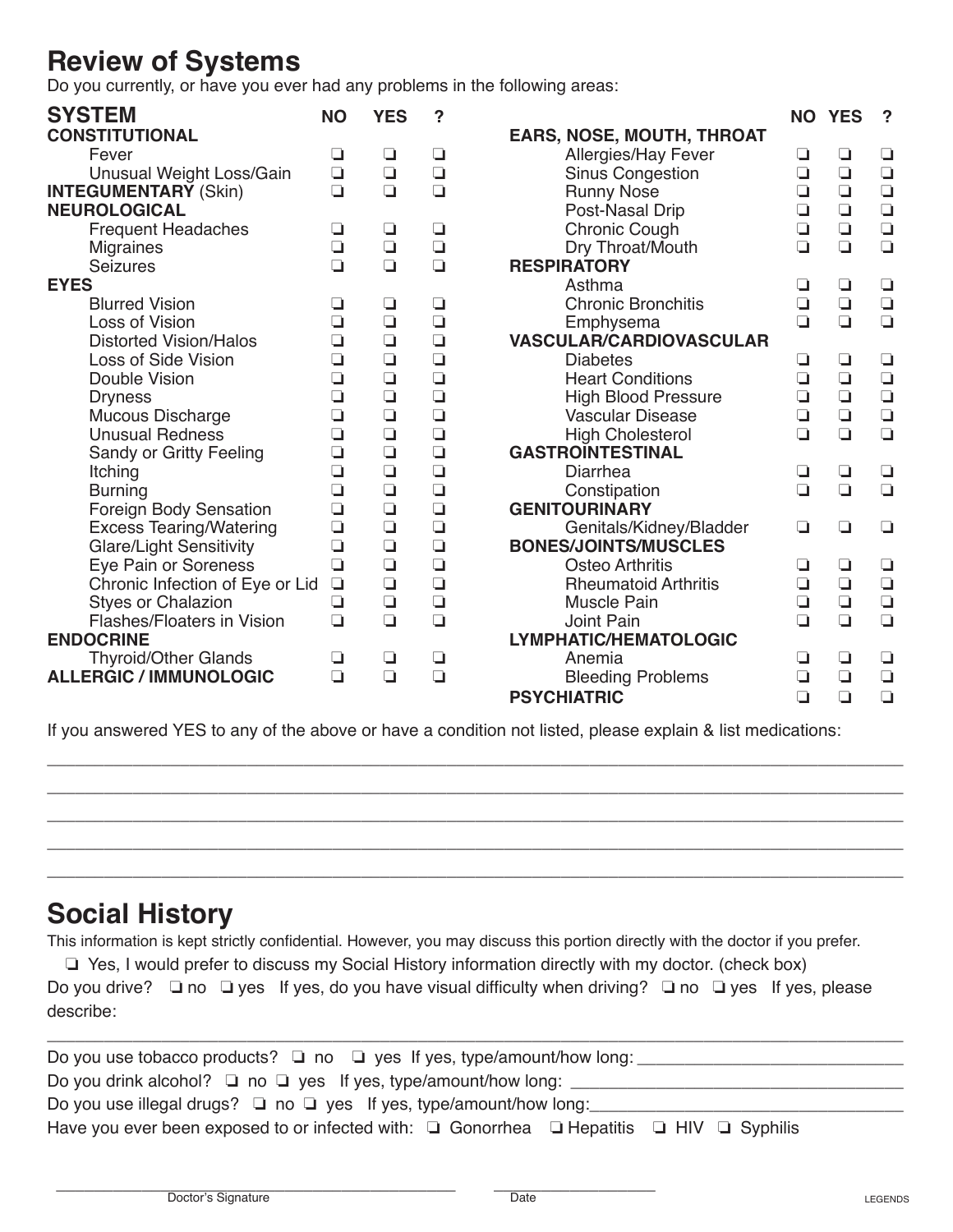# Review of Systems

Do you currently, or have you ever had any problems in the following areas:

| SYSTEM | NO | YES | ? |
|---|---|---|---|
| **CONSTITUTIONAL** | | | |
| Fever | ❏ | ❏ | ❏ |
| Unusual Weight Loss/Gain | ❏ | ❏ | ❏ |
| **INTEGUMENTARY** (Skin) | ❏ | ❏ | ❏ |
| **NEUROLOGICAL** | | | |
| Frequent Headaches | ❏ | ❏ | ❏ |
| Migraines | ❏ | ❏ | ❏ |
| Seizures | ❏ | ❏ | ❏ |
| **EYES** | | | |
| Blurred Vision | ❏ | ❏ | ❏ |
| Loss of Vision | ❏ | ❏ | ❏ |
| Distorted Vision/Halos | ❏ | ❏ | ❏ |
| Loss of Side Vision | ❏ | ❏ | ❏ |
| Double Vision | ❏ | ❏ | ❏ |
| Dryness | ❏ | ❏ | ❏ |
| Mucous Discharge | ❏ | ❏ | ❏ |
| Unusual Redness | ❏ | ❏ | ❏ |
| Sandy or Gritty Feeling | ❏ | ❏ | ❏ |
| Itching | ❏ | ❏ | ❏ |
| Burning | ❏ | ❏ | ❏ |
| Foreign Body Sensation | ❏ | ❏ | ❏ |
| Excess Tearing/Watering | ❏ | ❏ | ❏ |
| Glare/Light Sensitivity | ❏ | ❏ | ❏ |
| Eye Pain or Soreness | ❏ | ❏ | ❏ |
| Chronic Infection of Eye or Lid | ❏ | ❏ | ❏ |
| Styes or Chalazion | ❏ | ❏ | ❏ |
| Flashes/Floaters in Vision | ❏ | ❏ | ❏ |
| **ENDOCRINE** | | | |
| Thyroid/Other Glands | ❏ | ❏ | ❏ |
| **ALLERGIC / IMMUNOLOGIC** | ❏ | ❏ | ❏ |
| **EARS, NOSE, MOUTH, THROAT** | | | |
| Allergies/Hay Fever | ❏ | ❏ | ❏ |
| Sinus Congestion | ❏ | ❏ | ❏ |
| Runny Nose | ❏ | ❏ | ❏ |
| Post-Nasal Drip | ❏ | ❏ | ❏ |
| Chronic Cough | ❏ | ❏ | ❏ |
| Dry Throat/Mouth | ❏ | ❏ | ❏ |
| **RESPIRATORY** | | | |
| Asthma | ❏ | ❏ | ❏ |
| Chronic Bronchitis | ❏ | ❏ | ❏ |
| Emphysema | ❏ | ❏ | ❏ |
| **VASCULAR/CARDIOVASCULAR** | | | |
| Diabetes | ❏ | ❏ | ❏ |
| Heart Conditions | ❏ | ❏ | ❏ |
| High Blood Pressure | ❏ | ❏ | ❏ |
| Vascular Disease | ❏ | ❏ | ❏ |
| High Cholesterol | ❏ | ❏ | ❏ |
| **GASTROINTESTINAL** | | | |
| Diarrhea | ❏ | ❏ | ❏ |
| Constipation | ❏ | ❏ | ❏ |
| **GENITOURINARY** | | | |
| Genitals/Kidney/Bladder | ❏ | ❏ | ❏ |
| **BONES/JOINTS/MUSCLES** | | | |
| Osteo Arthritis | ❏ | ❏ | ❏ |
| Rheumatoid Arthritis | ❏ | ❏ | ❏ |
| Muscle Pain | ❏ | ❏ | ❏ |
| Joint Pain | ❏ | ❏ | ❏ |
| **LYMPHATIC/HEMATOLOGIC** | | | |
| Anemia | ❏ | ❏ | ❏ |
| Bleeding Problems | ❏ | ❏ | ❏ |
| **PSYCHIATRIC** | ❏ | ❏ | ❏ |

If you answered YES to any of the above or have a condition not listed, please explain & list medications:

______________________________________________________________________________

______________________________________________________________________________

______________________________________________________________________________

______________________________________________________________________________

______________________________________________________________________________

# Social History

This information is kept strictly confidential. However, you may discuss this portion directly with the doctor if you prefer.

❏ Yes, I would prefer to discuss my Social History information directly with my doctor. (check box)

Do you drive? ❏ no ❏ yes If yes, do you have visual difficulty when driving? ❏ no ❏ yes If yes, please describe:

______________________________________________________________________________

Do you use tobacco products? ❏ no ❏ yes If yes, type/amount/how long: ____________________________

Do you drink alcohol? ❏ no ❏ yes If yes, type/amount/how long: ____________________________

Do you use illegal drugs? ❏ no ❏ yes If yes, type/amount/how long: ____________________________

Have you ever been exposed to or infected with: ❏ Gonorrhea ❏ Hepatitis ❏ HIV ❏ Syphilis

______________________________ Doctor's Signature

____________________ Date

LEGENDS